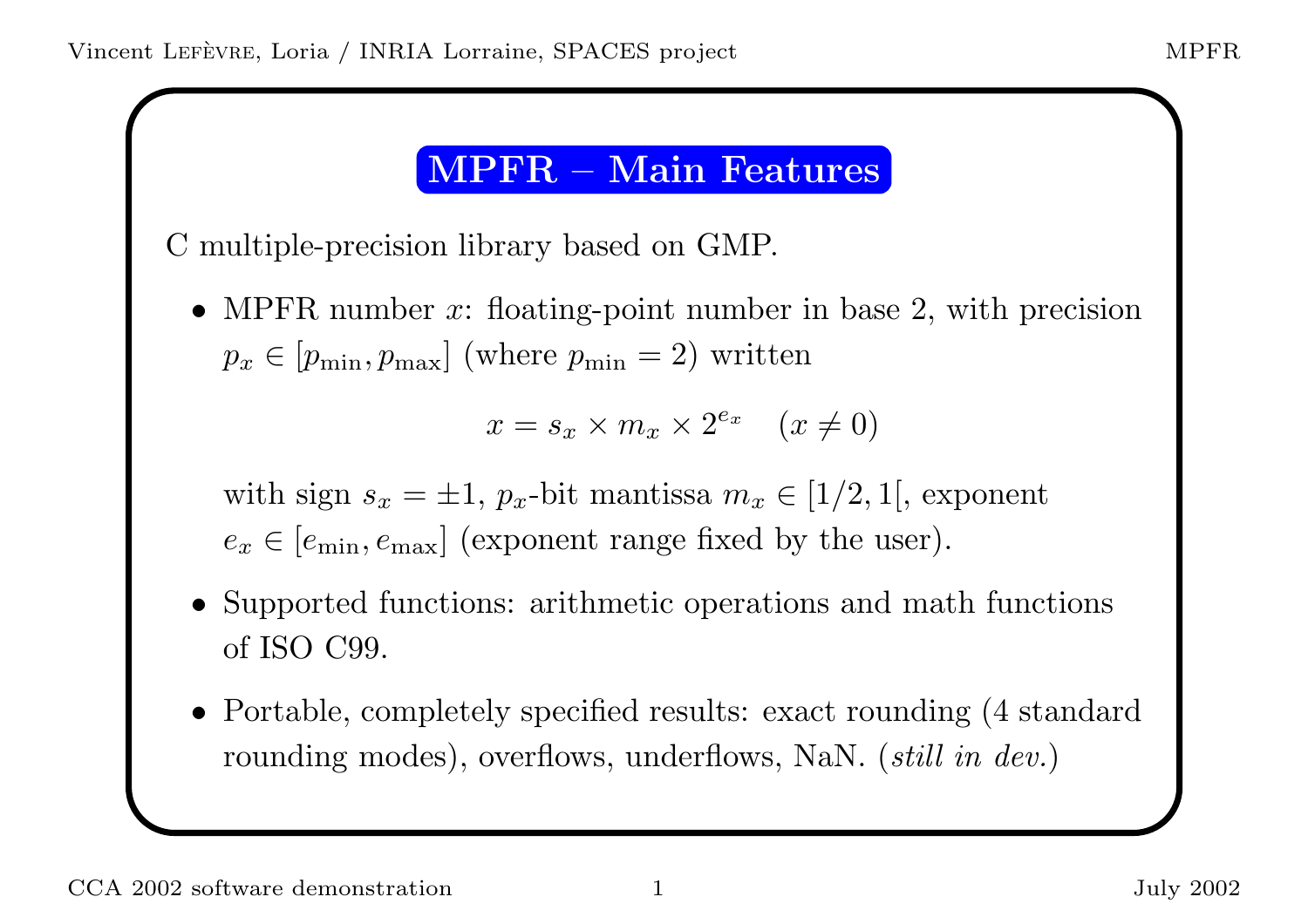# MPFR – Main Features

C multiple-precision library based on GMP.

- MPFR number $x$: floating-point number in base 2, with precision $p_x \in [p_{\min}, p_{\max}]$ (where $p_{\min} = 2$) written

$$x = s_x \times m_x \times 2^{e_x} \quad (x \neq 0)$$

  with sign $s_x = \pm 1$, $p_x$-bit mantissa $m_x \in [1/2, 1[$, exponent $e_x \in [e_{\min}, e_{\max}]$ (exponent range fixed by the user).

- Supported functions: arithmetic operations and math functions of ISO C99.

- Portable, completely specified results: exact rounding (4 standard rounding modes), overflows, underflows, NaN. (*still in dev.*)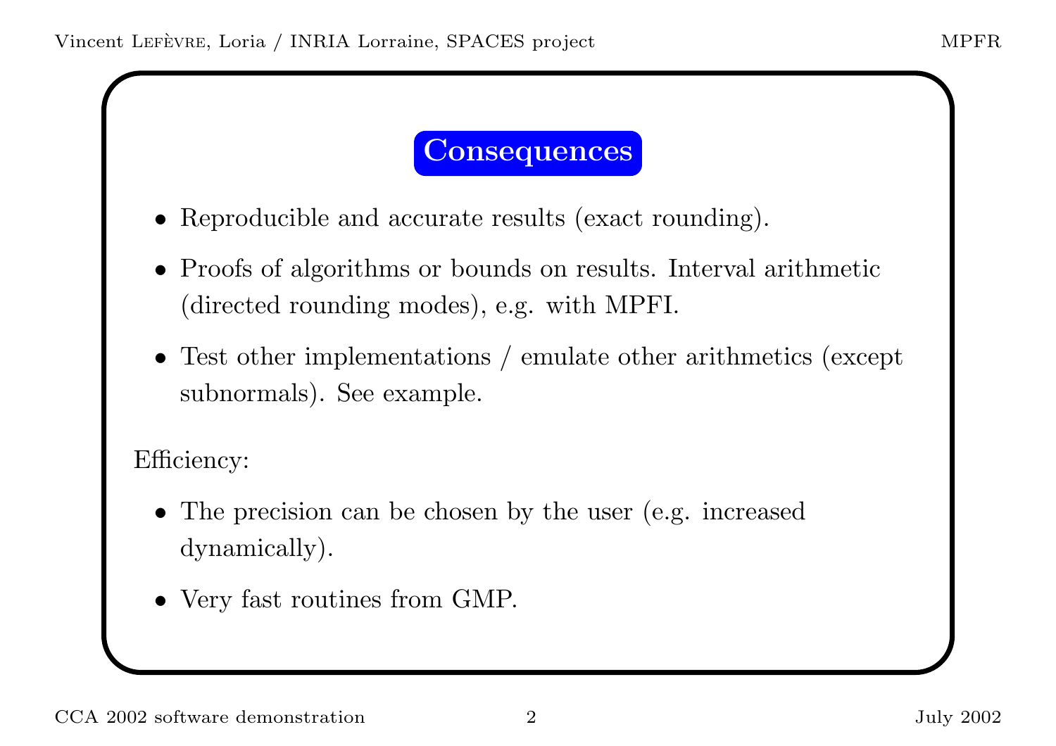## Consequences

- Reproducible and accurate results (exact rounding).
- Proofs of algorithms or bounds on results. Interval arithmetic (directed rounding modes), e.g. with MPFI.
- Test other implementations / emulate other arithmetics (except subnormals). See example.

Efficiency:

- The precision can be chosen by the user (e.g. increased dynamically).
- Very fast routines from GMP.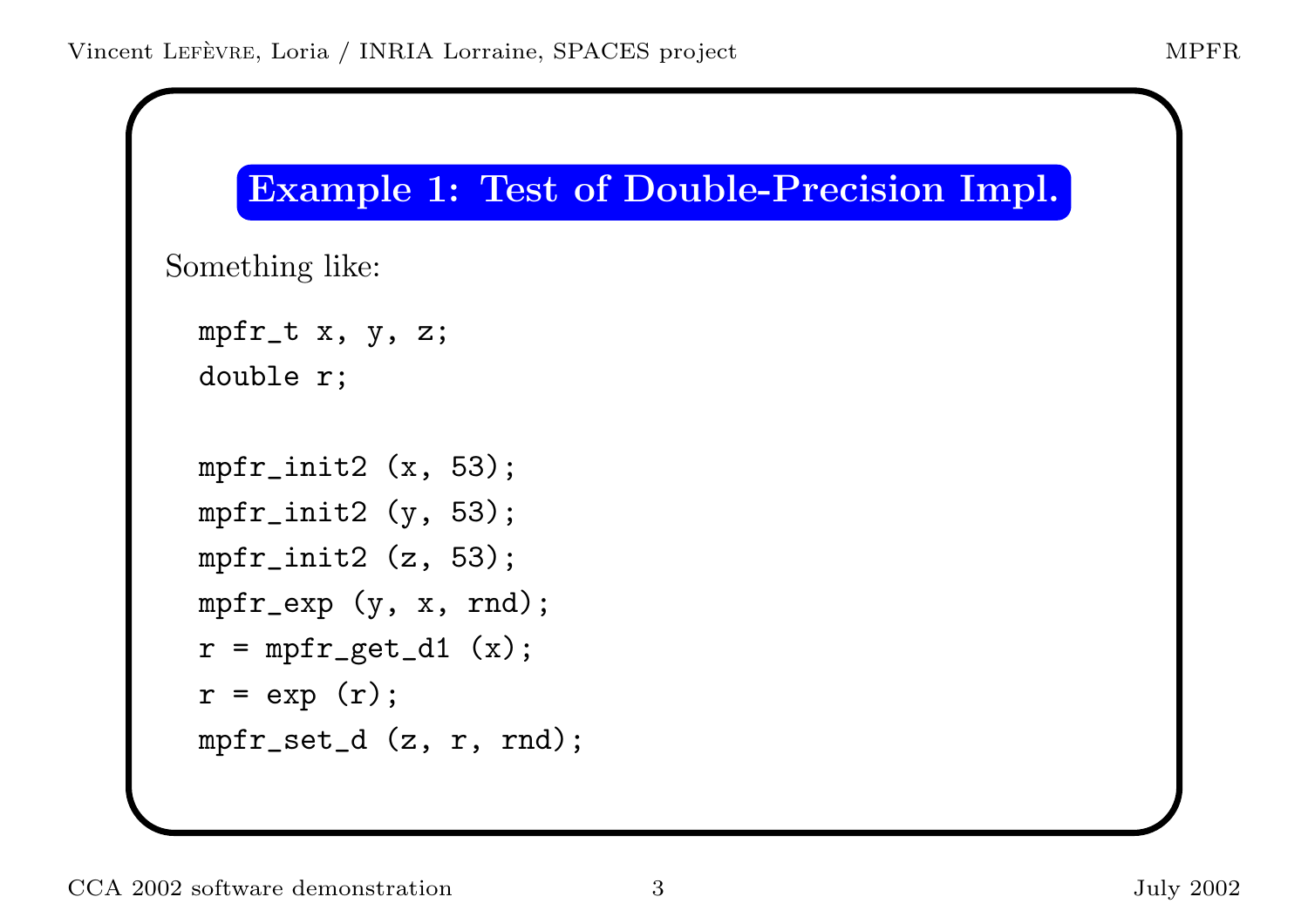## Example 1: Test of Double-Precision Impl.

Something like:

```
mpfr_t x, y, z;
double r;

mpfr_init2 (x, 53);
mpfr_init2 (y, 53);
mpfr_init2 (z, 53);
mpfr_exp (y, x, rnd);
r = mpfr_get_d1 (x);
r = exp (r);
mpfr_set_d (z, r, rnd);
```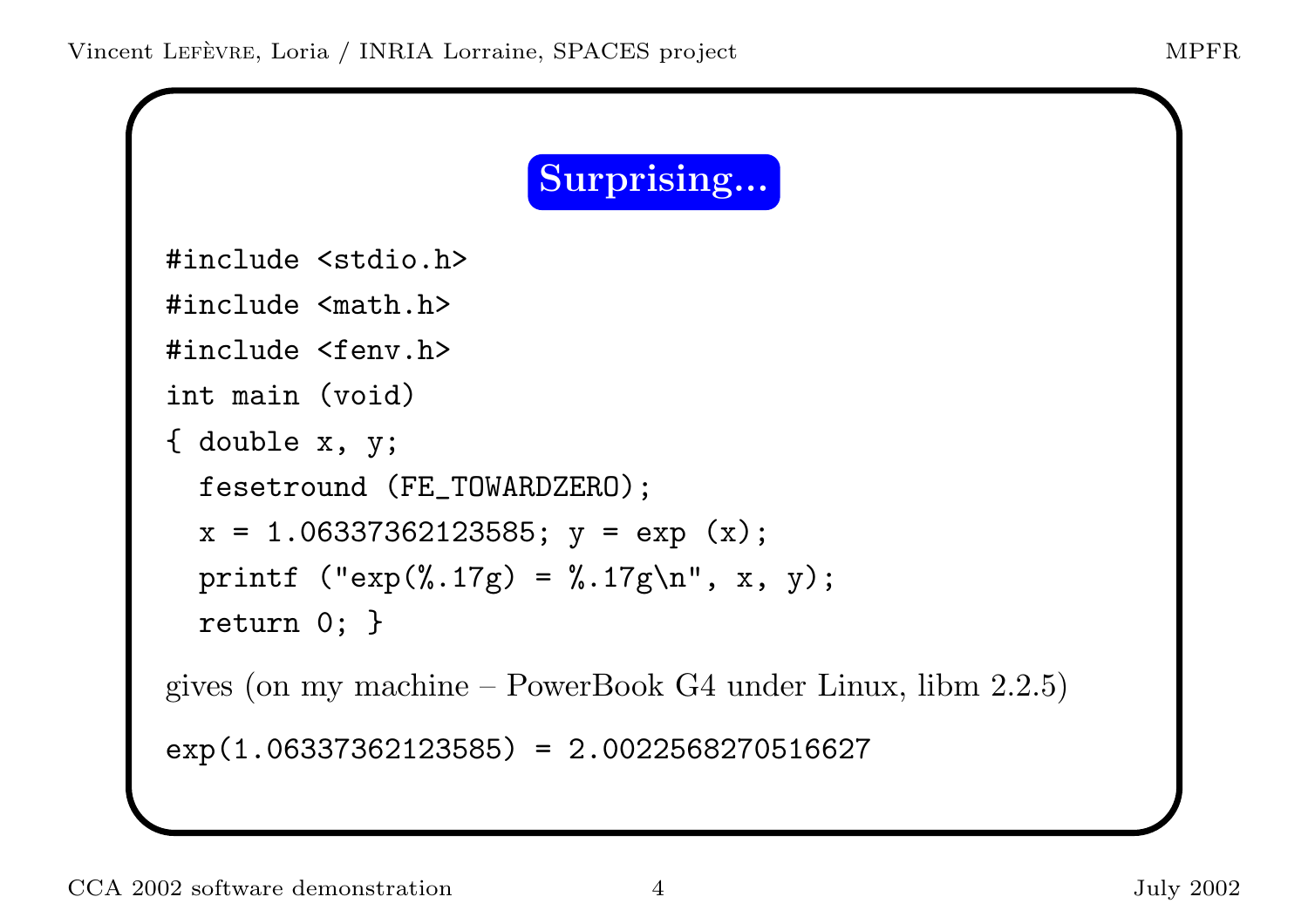## Surprising...

```
#include <stdio.h>
#include <math.h>
#include <fenv.h>
int main (void)
{ double x, y;
  fesetround (FE_TOWARDZERO);
  x = 1.06337362123585; y = exp (x);
  printf ("exp(%.17g) = %.17g\n", x, y);
  return 0; }
```

gives (on my machine – PowerBook G4 under Linux, libm 2.2.5)

```
exp(1.06337362123585) = 2.0022568270516627
```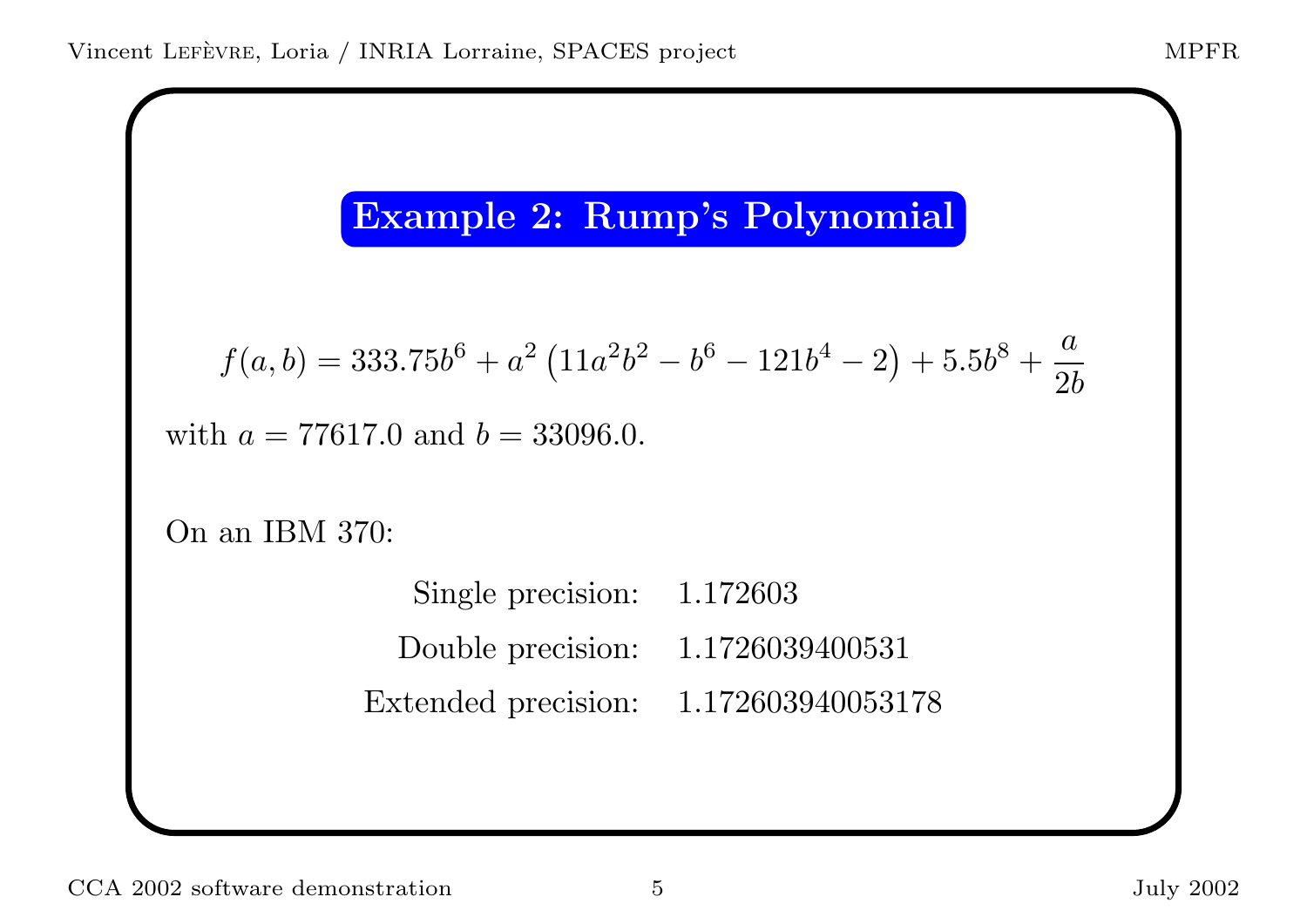## Example 2: Rump's Polynomial

$$f(a,b) = 333.75b^6 + a^2\left(11a^2b^2 - b^6 - 121b^4 - 2\right) + 5.5b^8 + \frac{a}{2b}$$

with $a = 77617.0$ and $b = 33096.0$.

On an IBM 370:

| | |
|---|---|
| Single precision: | 1.172603 |
| Double precision: | 1.1726039400531 |
| Extended precision: | 1.172603940053178 |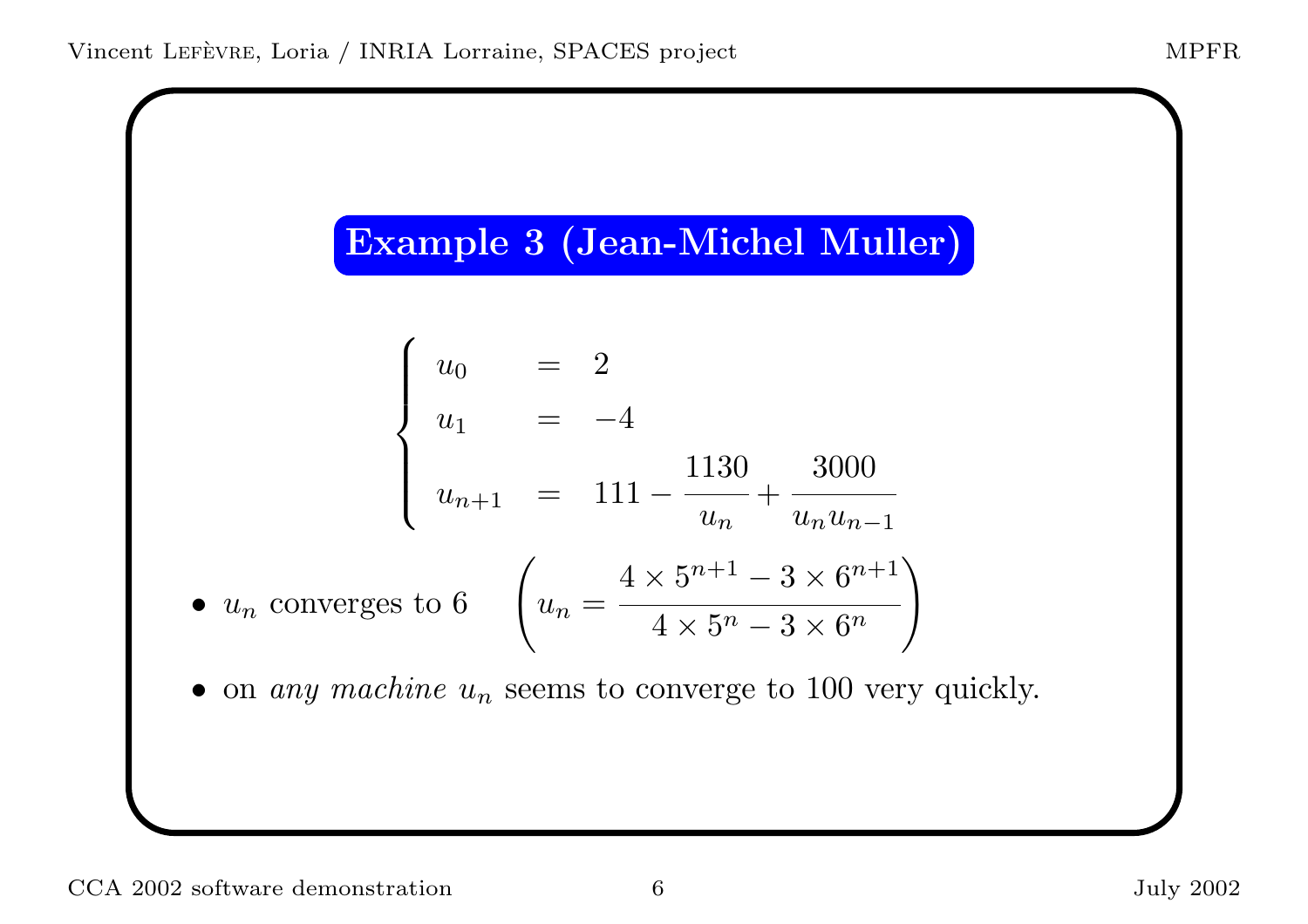## Example 3 (Jean-Michel Muller)

$$
\begin{cases}
u_0 & = & 2 \\
u_1 & = & -4 \\
u_{n+1} & = & 111 - \dfrac{1130}{u_n} + \dfrac{3000}{u_n u_{n-1}}
\end{cases}
$$

- $u_n$ converges to 6 $\quad \left( u_n = \dfrac{4 \times 5^{n+1} - 3 \times 6^{n+1}}{4 \times 5^n - 3 \times 6^n} \right)$
- on *any machine* $u_n$ seems to converge to 100 very quickly.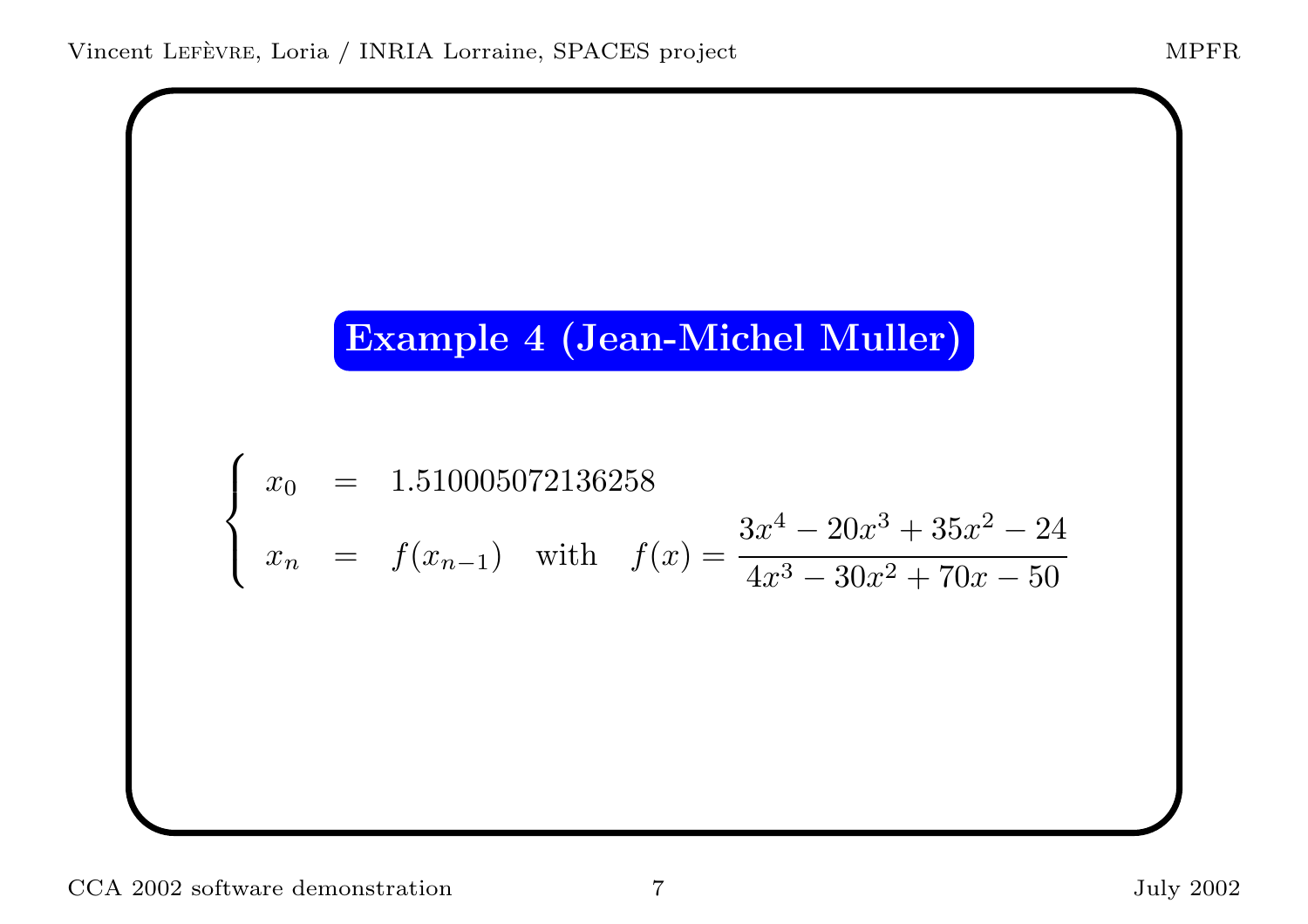## Example 4 (Jean-Michel Muller)

$$
\begin{cases}
x_0 = 1.510005072136258 \\
x_n = f(x_{n-1}) \quad \text{with} \quad f(x) = \dfrac{3x^4 - 20x^3 + 35x^2 - 24}{4x^3 - 30x^2 + 70x - 50}
\end{cases}
$$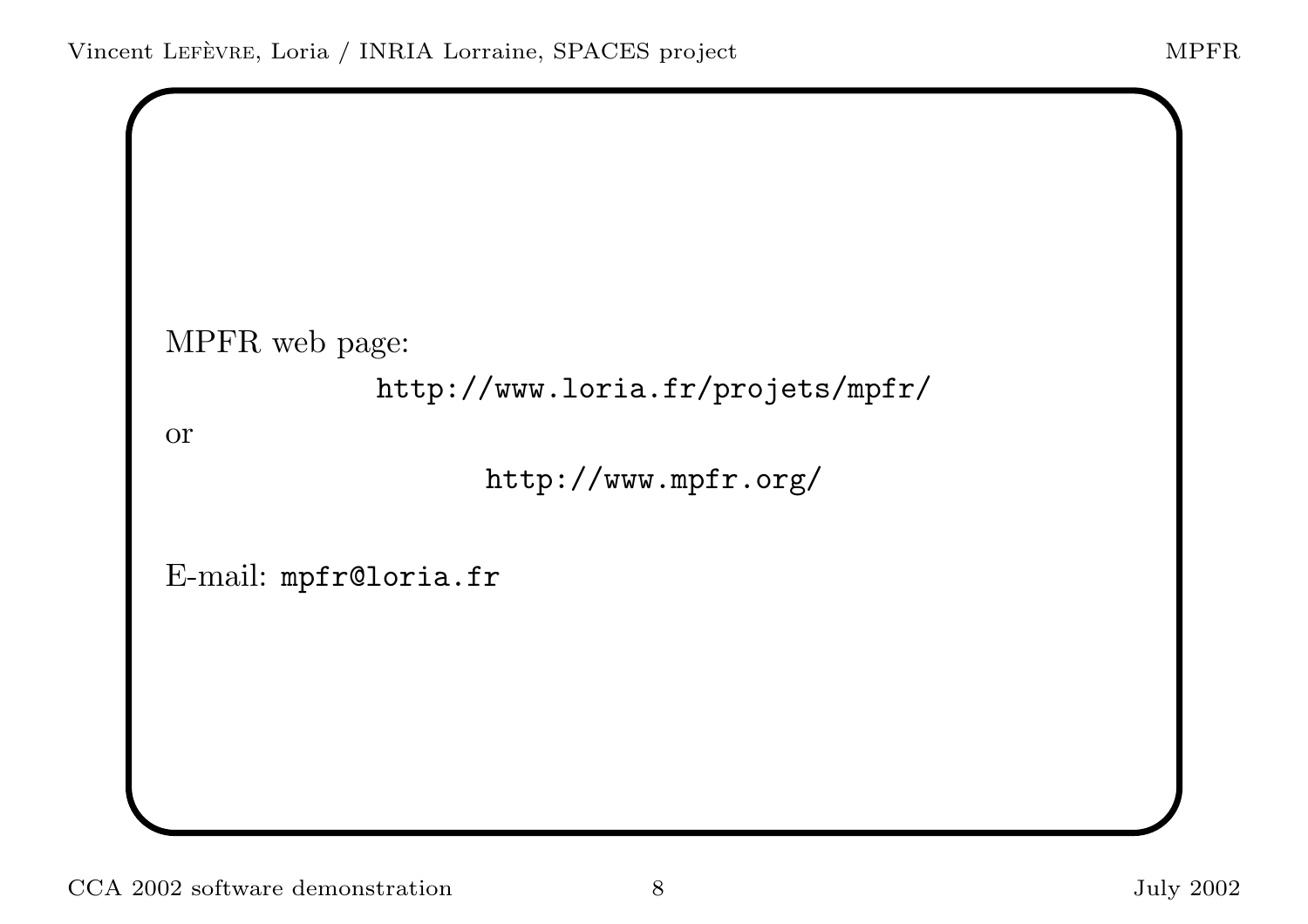MPFR web page:

`http://www.loria.fr/projets/mpfr/`

or

`http://www.mpfr.org/`

E-mail: `mpfr@loria.fr`